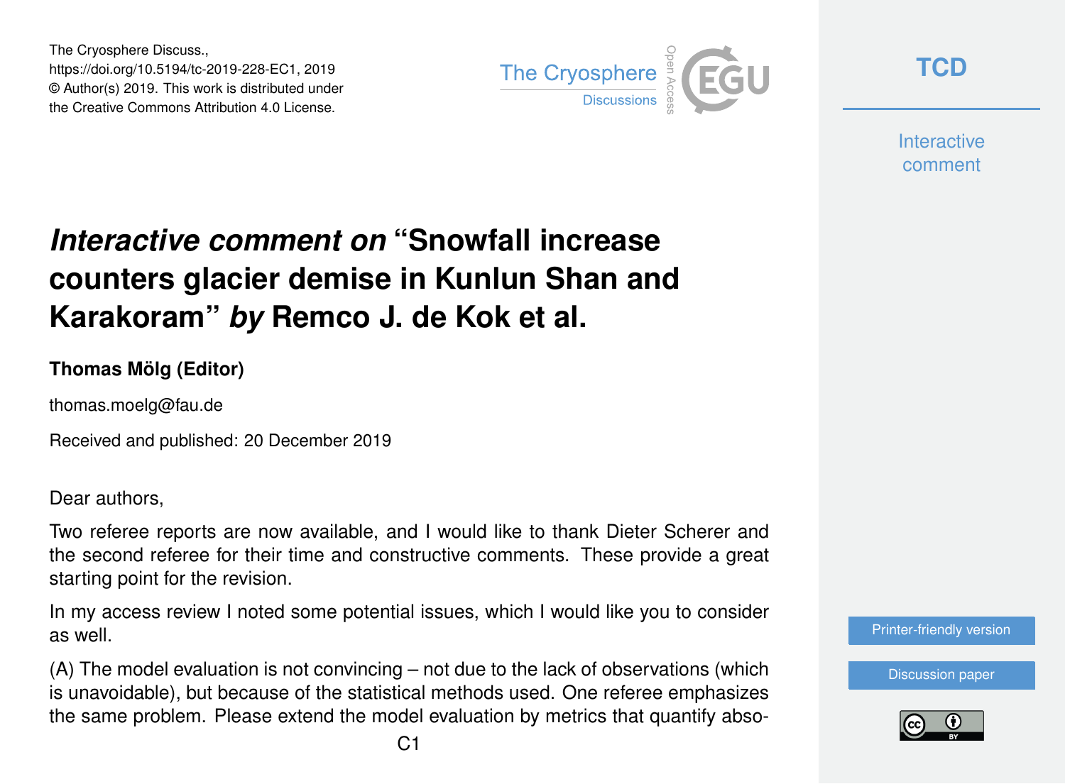The Cryosphere Discuss.,
https://doi.org/10.5194/tc-2019-228-EC1, 2019
© Author(s) 2019. This work is distributed under
the Creative Commons Attribution 4.0 License.

# *Interactive comment on* "Snowfall increase counters glacier demise in Kunlun Shan and Karakoram" *by* Remco J. de Kok et al.

**Thomas Mölg (Editor)**

thomas.moelg@fau.de

Received and published: 20 December 2019

Dear authors,

Two referee reports are now available, and I would like to thank Dieter Scherer and the second referee for their time and constructive comments. These provide a great starting point for the revision.

In my access review I noted some potential issues, which I would like you to consider as well.

(A) The model evaluation is not convincing – not due to the lack of observations (which is unavoidable), but because of the statistical methods used. One referee emphasizes the same problem. Please extend the model evaluation by metrics that quantify abso-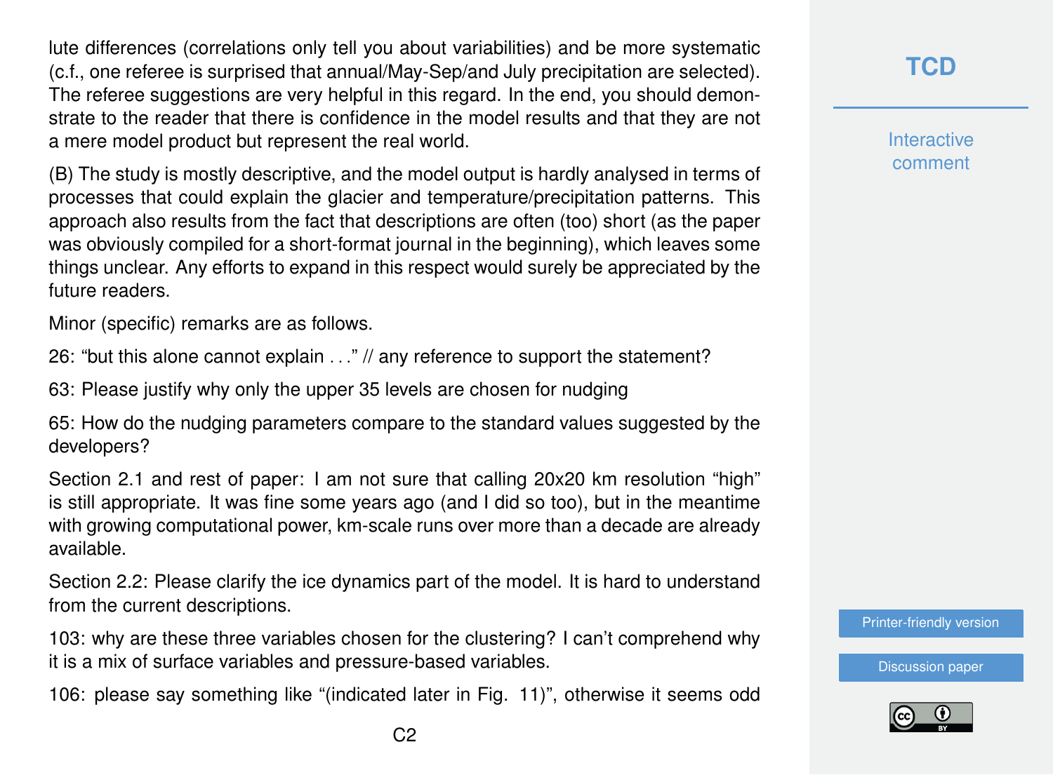lute differences (correlations only tell you about variabilities) and be more systematic (c.f., one referee is surprised that annual/May-Sep/and July precipitation are selected). The referee suggestions are very helpful in this regard. In the end, you should demonstrate to the reader that there is confidence in the model results and that they are not a mere model product but represent the real world.

(B) The study is mostly descriptive, and the model output is hardly analysed in terms of processes that could explain the glacier and temperature/precipitation patterns. This approach also results from the fact that descriptions are often (too) short (as the paper was obviously compiled for a short-format journal in the beginning), which leaves some things unclear. Any efforts to expand in this respect would surely be appreciated by the future readers.

Minor (specific) remarks are as follows.

26: "but this alone cannot explain . . ." // any reference to support the statement?

63: Please justify why only the upper 35 levels are chosen for nudging

65: How do the nudging parameters compare to the standard values suggested by the developers?

Section 2.1 and rest of paper: I am not sure that calling 20x20 km resolution "high" is still appropriate. It was fine some years ago (and I did so too), but in the meantime with growing computational power, km-scale runs over more than a decade are already available.

Section 2.2: Please clarify the ice dynamics part of the model. It is hard to understand from the current descriptions.

103: why are these three variables chosen for the clustering? I can't comprehend why it is a mix of surface variables and pressure-based variables.

106: please say something like "(indicated later in Fig. 11)", otherwise it seems odd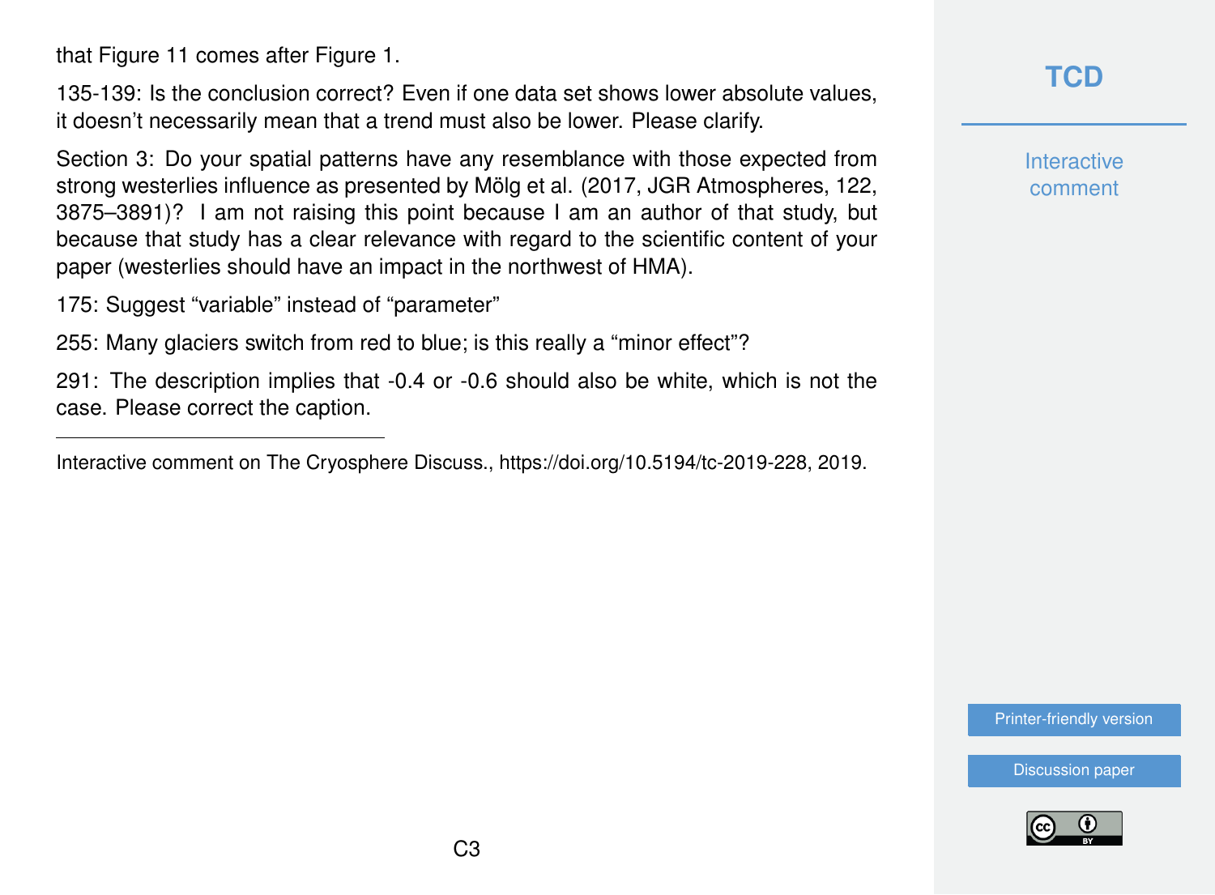that Figure 11 comes after Figure 1.

135-139: Is the conclusion correct? Even if one data set shows lower absolute values, it doesn't necessarily mean that a trend must also be lower. Please clarify.

Section 3: Do your spatial patterns have any resemblance with those expected from strong westerlies influence as presented by Mölg et al. (2017, JGR Atmospheres, 122, 3875–3891)? I am not raising this point because I am an author of that study, but because that study has a clear relevance with regard to the scientific content of your paper (westerlies should have an impact in the northwest of HMA).

175: Suggest "variable" instead of "parameter"

255: Many glaciers switch from red to blue; is this really a "minor effect"?

291: The description implies that -0.4 or -0.6 should also be white, which is not the case. Please correct the caption.

---

Interactive comment on The Cryosphere Discuss., https://doi.org/10.5194/tc-2019-228, 2019.